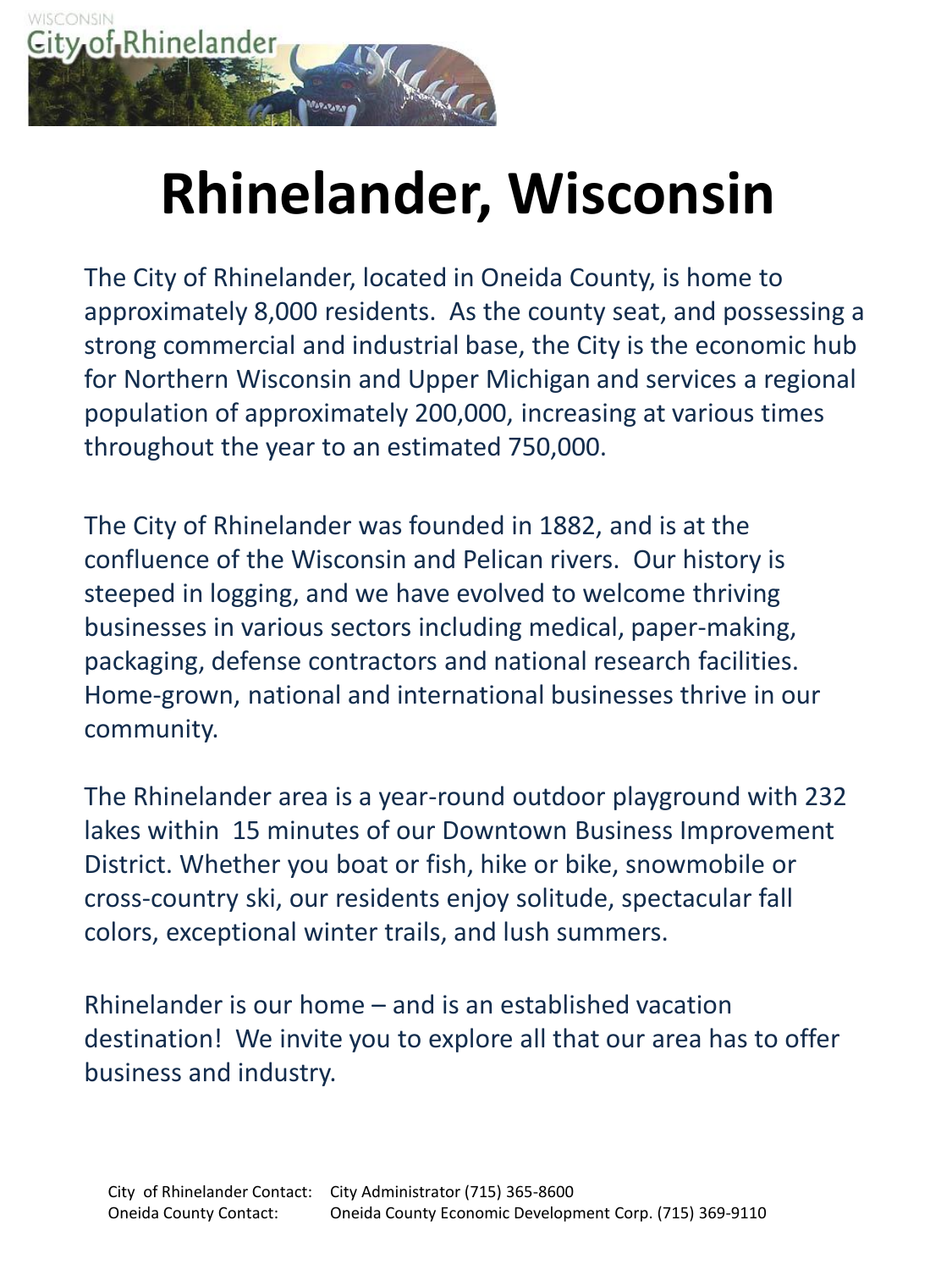WISCONSIN
City of Rhinelander

# Rhinelander, Wisconsin

The City of Rhinelander, located in Oneida County, is home to approximately 8,000 residents. As the county seat, and possessing a strong commercial and industrial base, the City is the economic hub for Northern Wisconsin and Upper Michigan and services a regional population of approximately 200,000, increasing at various times throughout the year to an estimated 750,000.

The City of Rhinelander was founded in 1882, and is at the confluence of the Wisconsin and Pelican rivers. Our history is steeped in logging, and we have evolved to welcome thriving businesses in various sectors including medical, paper-making, packaging, defense contractors and national research facilities. Home-grown, national and international businesses thrive in our community.

The Rhinelander area is a year-round outdoor playground with 232 lakes within 15 minutes of our Downtown Business Improvement District. Whether you boat or fish, hike or bike, snowmobile or cross-country ski, our residents enjoy solitude, spectacular fall colors, exceptional winter trails, and lush summers.

Rhinelander is our home – and is an established vacation destination! We invite you to explore all that our area has to offer business and industry.

City of Rhinelander Contact: City Administrator (715) 365-8600
Oneida County Contact: Oneida County Economic Development Corp. (715) 369-9110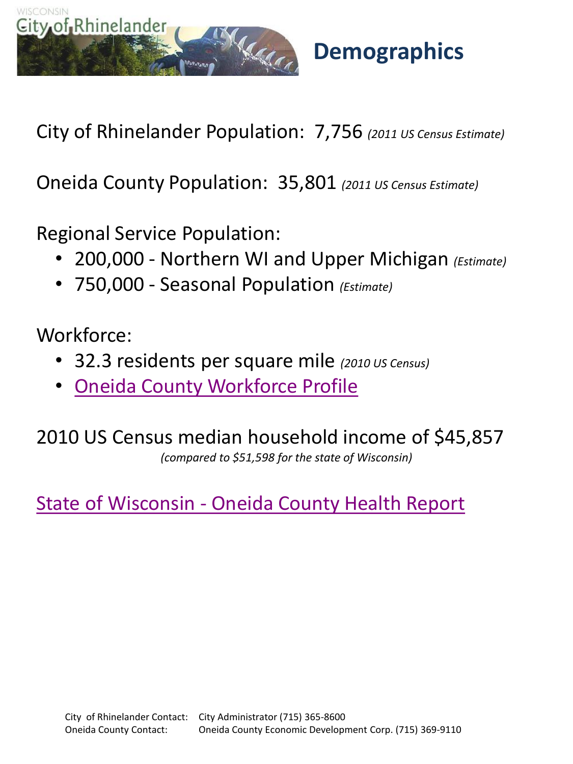WISCONSIN
City of Rhinelander

# Demographics

City of Rhinelander Population: 7,756 *(2011 US Census Estimate)*

Oneida County Population: 35,801 *(2011 US Census Estimate)*

Regional Service Population:

- 200,000 - Northern WI and Upper Michigan *(Estimate)*
- 750,000 - Seasonal Population *(Estimate)*

Workforce:

- 32.3 residents per square mile *(2010 US Census)*
- Oneida County Workforce Profile

2010 US Census median household income of $45,857

*(compared to $51,598 for the state of Wisconsin)*

State of Wisconsin - Oneida County Health Report

City of Rhinelander Contact: City Administrator (715) 365-8600
Oneida County Contact: Oneida County Economic Development Corp. (715) 369-9110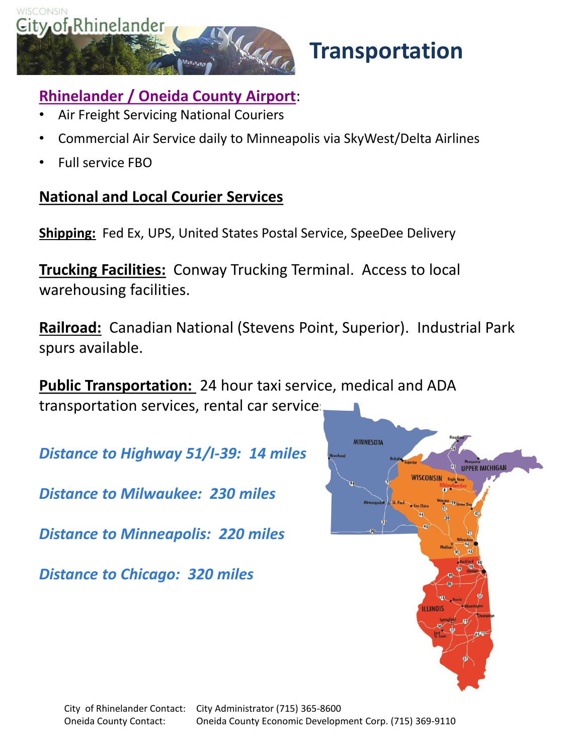WISCONSIN
City of Rhinelander

# Transportation

## Rhinelander / Oneida County Airport:

- Air Freight Servicing National Couriers
- Commercial Air Service daily to Minneapolis via SkyWest/Delta Airlines
- Full service FBO

## National and Local Courier Services

**Shipping:** Fed Ex, UPS, United States Postal Service, SpeeDee Delivery

**Trucking Facilities:** Conway Trucking Terminal. Access to local warehousing facilities.

**Railroad:** Canadian National (Stevens Point, Superior). Industrial Park spurs available.

**Public Transportation:** 24 hour taxi service, medical and ADA transportation services, rental car services

***Distance to Highway 51/I-39: 14 miles***

***Distance to Milwaukee: 230 miles***

***Distance to Minneapolis: 220 miles***

***Distance to Chicago: 320 miles***

City of Rhinelander Contact: City Administrator (715) 365-8600
Oneida County Contact: Oneida County Economic Development Corp. (715) 369-9110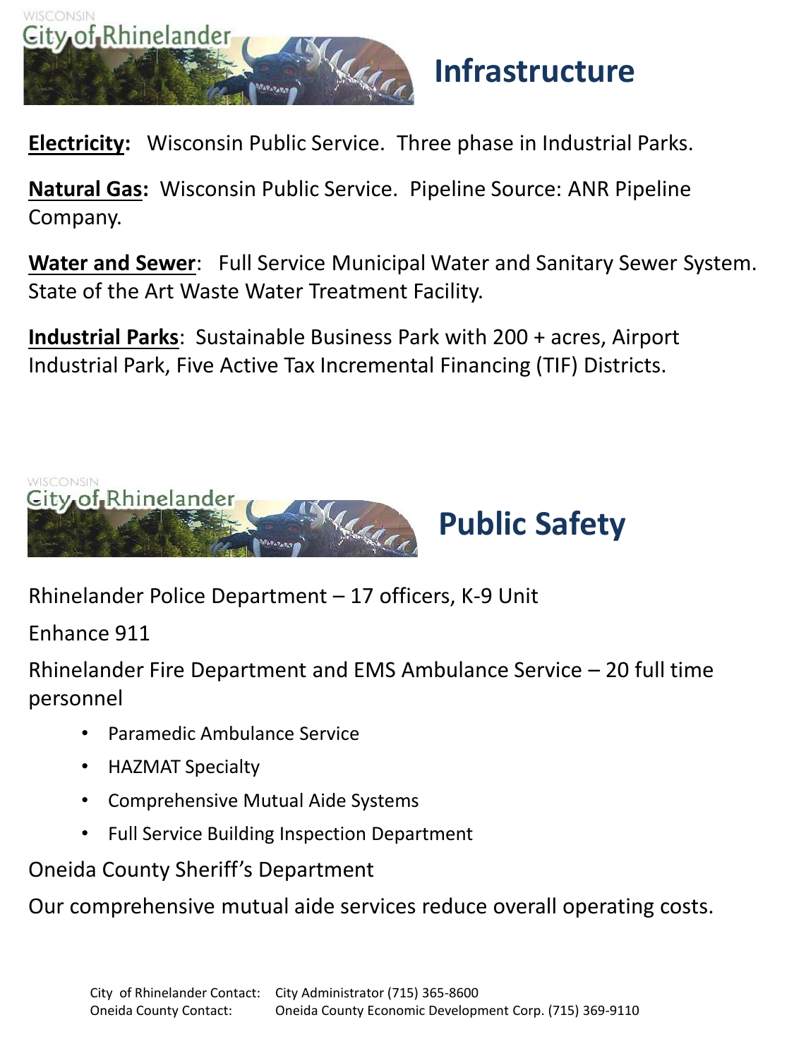# Infrastructure

**Electricity:** Wisconsin Public Service. Three phase in Industrial Parks.

**Natural Gas:** Wisconsin Public Service. Pipeline Source: ANR Pipeline Company.

**Water and Sewer**: Full Service Municipal Water and Sanitary Sewer System. State of the Art Waste Water Treatment Facility.

**Industrial Parks**: Sustainable Business Park with 200 + acres, Airport Industrial Park, Five Active Tax Incremental Financing (TIF) Districts.

# Public Safety

Rhinelander Police Department – 17 officers, K-9 Unit

Enhance 911

Rhinelander Fire Department and EMS Ambulance Service – 20 full time personnel

- Paramedic Ambulance Service
- HAZMAT Specialty
- Comprehensive Mutual Aide Systems
- Full Service Building Inspection Department

Oneida County Sheriff's Department

Our comprehensive mutual aide services reduce overall operating costs.

City of Rhinelander Contact: City Administrator (715) 365-8600
Oneida County Contact: Oneida County Economic Development Corp. (715) 369-9110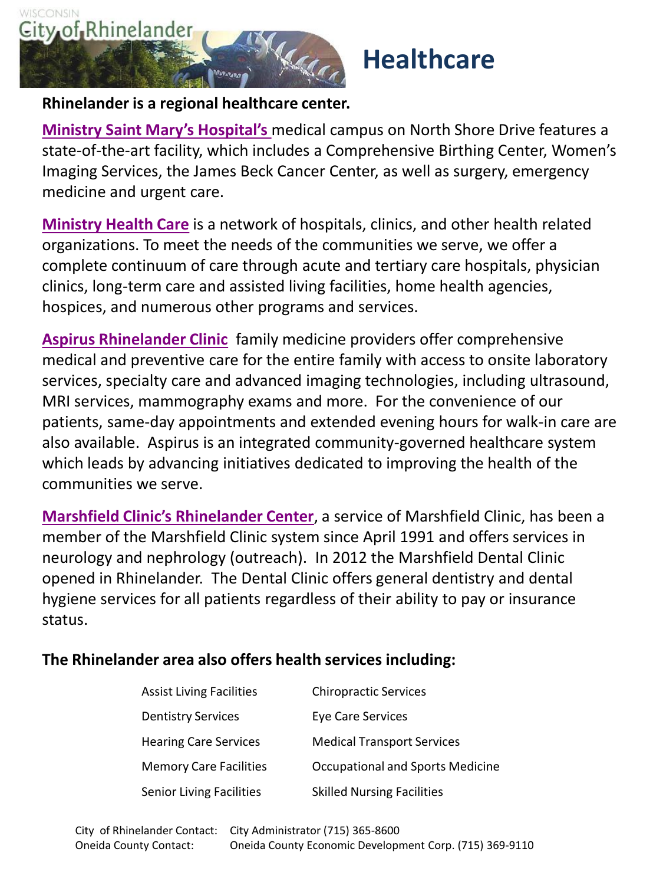# Healthcare

**Rhinelander is a regional healthcare center.**

**Ministry Saint Mary's Hospital's** medical campus on North Shore Drive features a state-of-the-art facility, which includes a Comprehensive Birthing Center, Women's Imaging Services, the James Beck Cancer Center, as well as surgery, emergency medicine and urgent care.

**Ministry Health Care** is a network of hospitals, clinics, and other health related organizations. To meet the needs of the communities we serve, we offer a complete continuum of care through acute and tertiary care hospitals, physician clinics, long-term care and assisted living facilities, home health agencies, hospices, and numerous other programs and services.

**Aspirus Rhinelander Clinic** family medicine providers offer comprehensive medical and preventive care for the entire family with access to onsite laboratory services, specialty care and advanced imaging technologies, including ultrasound, MRI services, mammography exams and more. For the convenience of our patients, same-day appointments and extended evening hours for walk-in care are also available. Aspirus is an integrated community-governed healthcare system which leads by advancing initiatives dedicated to improving the health of the communities we serve.

**Marshfield Clinic's Rhinelander Center**, a service of Marshfield Clinic, has been a member of the Marshfield Clinic system since April 1991 and offers services in neurology and nephrology (outreach). In 2012 the Marshfield Dental Clinic opened in Rhinelander. The Dental Clinic offers general dentistry and dental hygiene services for all patients regardless of their ability to pay or insurance status.

**The Rhinelander area also offers health services including:**

| | |
|---|---|
| Assist Living Facilities | Chiropractic Services |
| Dentistry Services | Eye Care Services |
| Hearing Care Services | Medical Transport Services |
| Memory Care Facilities | Occupational and Sports Medicine |
| Senior Living Facilities | Skilled Nursing Facilities |

City of Rhinelander Contact: City Administrator (715) 365-8600
Oneida County Contact: Oneida County Economic Development Corp. (715) 369-9110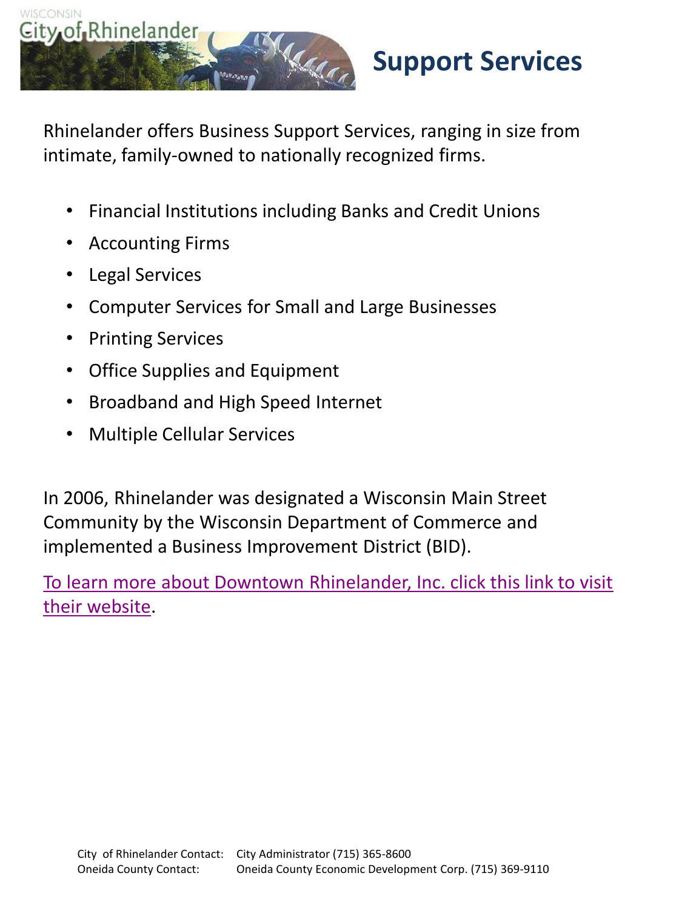# Support Services

Rhinelander offers Business Support Services, ranging in size from intimate, family-owned to nationally recognized firms.

- Financial Institutions including Banks and Credit Unions
- Accounting Firms
- Legal Services
- Computer Services for Small and Large Businesses
- Printing Services
- Office Supplies and Equipment
- Broadband and High Speed Internet
- Multiple Cellular Services

In 2006, Rhinelander was designated a Wisconsin Main Street Community by the Wisconsin Department of Commerce and implemented a Business Improvement District (BID).

To learn more about Downtown Rhinelander, Inc. click this link to visit their website.

City of Rhinelander Contact: City Administrator (715) 365-8600
Oneida County Contact: Oneida County Economic Development Corp. (715) 369-9110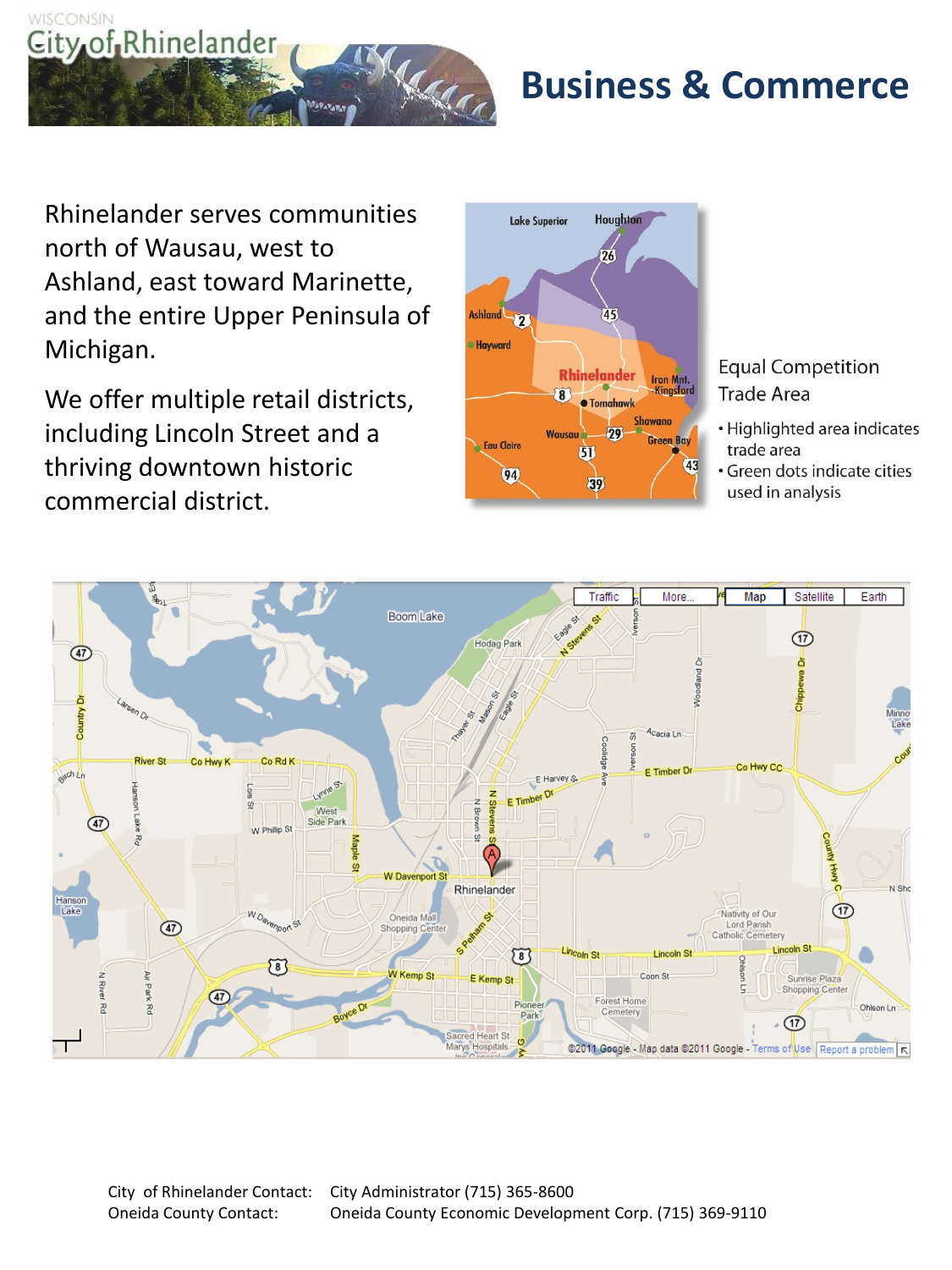WISCONSIN
City of Rhinelander

# Business & Commerce

Rhinelander serves communities north of Wausau, west to Ashland, east toward Marinette, and the entire Upper Peninsula of Michigan.

We offer multiple retail districts, including Lincoln Street and a thriving downtown historic commercial district.

Equal Competition Trade Area

- Highlighted area indicates trade area
- Green dots indicate cities used in analysis

| | |
|---|---|
| City of Rhinelander Contact: | City Administrator (715) 365-8600 |
| Oneida County Contact: | Oneida County Economic Development Corp. (715) 369-9110 |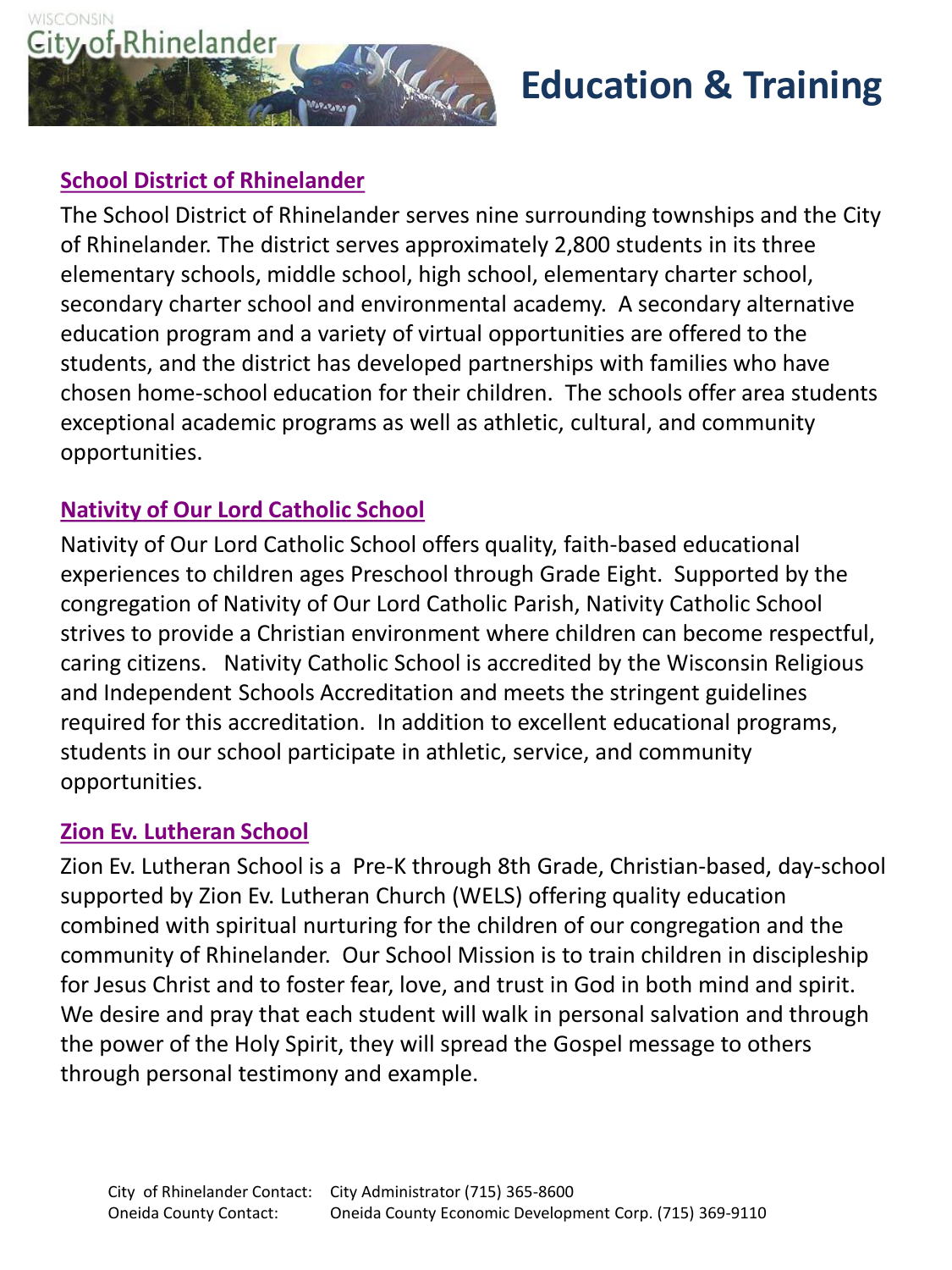# Education & Training

### School District of Rhinelander

The School District of Rhinelander serves nine surrounding townships and the City of Rhinelander. The district serves approximately 2,800 students in its three elementary schools, middle school, high school, elementary charter school, secondary charter school and environmental academy. A secondary alternative education program and a variety of virtual opportunities are offered to the students, and the district has developed partnerships with families who have chosen home-school education for their children. The schools offer area students exceptional academic programs as well as athletic, cultural, and community opportunities.

### Nativity of Our Lord Catholic School

Nativity of Our Lord Catholic School offers quality, faith-based educational experiences to children ages Preschool through Grade Eight. Supported by the congregation of Nativity of Our Lord Catholic Parish, Nativity Catholic School strives to provide a Christian environment where children can become respectful, caring citizens. Nativity Catholic School is accredited by the Wisconsin Religious and Independent Schools Accreditation and meets the stringent guidelines required for this accreditation. In addition to excellent educational programs, students in our school participate in athletic, service, and community opportunities.

### Zion Ev. Lutheran School

Zion Ev. Lutheran School is a Pre-K through 8th Grade, Christian-based, day-school supported by Zion Ev. Lutheran Church (WELS) offering quality education combined with spiritual nurturing for the children of our congregation and the community of Rhinelander. Our School Mission is to train children in discipleship for Jesus Christ and to foster fear, love, and trust in God in both mind and spirit. We desire and pray that each student will walk in personal salvation and through the power of the Holy Spirit, they will spread the Gospel message to others through personal testimony and example.

City of Rhinelander Contact: City Administrator (715) 365-8600
Oneida County Contact: Oneida County Economic Development Corp. (715) 369-9110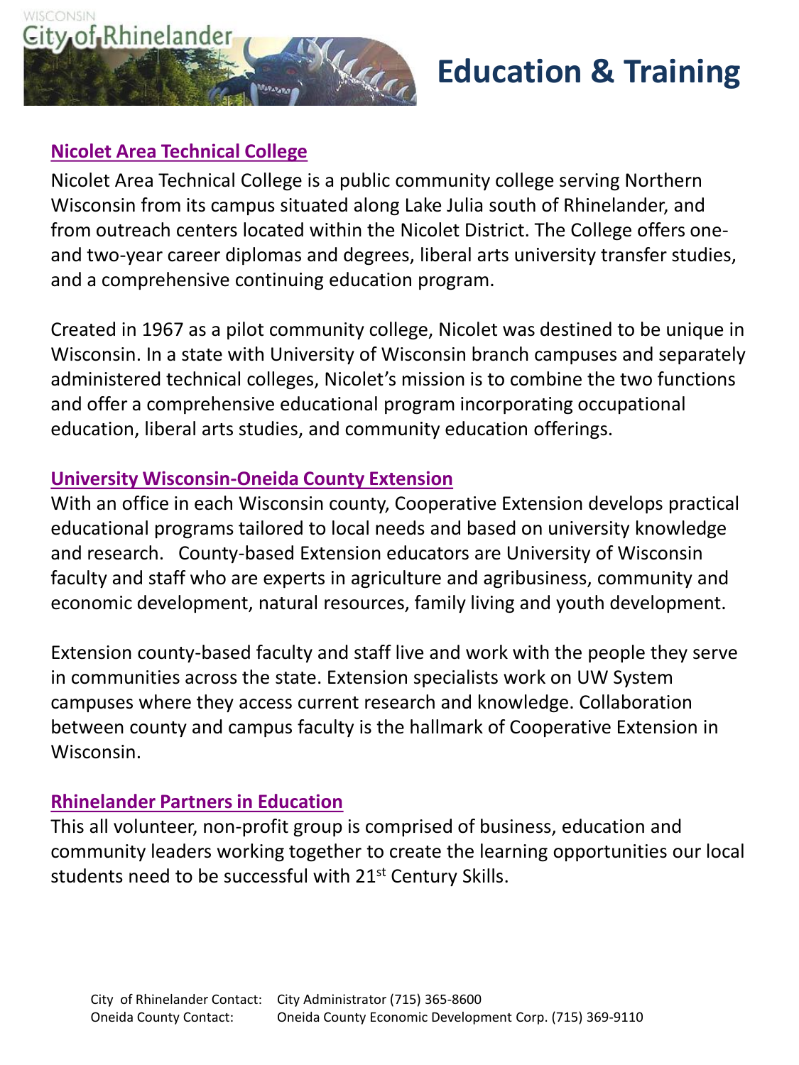# Education & Training

## Nicolet Area Technical College

Nicolet Area Technical College is a public community college serving Northern Wisconsin from its campus situated along Lake Julia south of Rhinelander, and from outreach centers located within the Nicolet District. The College offers one- and two-year career diplomas and degrees, liberal arts university transfer studies, and a comprehensive continuing education program.

Created in 1967 as a pilot community college, Nicolet was destined to be unique in Wisconsin. In a state with University of Wisconsin branch campuses and separately administered technical colleges, Nicolet's mission is to combine the two functions and offer a comprehensive educational program incorporating occupational education, liberal arts studies, and community education offerings.

## University Wisconsin-Oneida County Extension

With an office in each Wisconsin county, Cooperative Extension develops practical educational programs tailored to local needs and based on university knowledge and research. County-based Extension educators are University of Wisconsin faculty and staff who are experts in agriculture and agribusiness, community and economic development, natural resources, family living and youth development.

Extension county-based faculty and staff live and work with the people they serve in communities across the state. Extension specialists work on UW System campuses where they access current research and knowledge. Collaboration between county and campus faculty is the hallmark of Cooperative Extension in Wisconsin.

## Rhinelander Partners in Education

This all volunteer, non-profit group is comprised of business, education and community leaders working together to create the learning opportunities our local students need to be successful with 21st Century Skills.

City of Rhinelander Contact: City Administrator (715) 365-8600
Oneida County Contact: Oneida County Economic Development Corp. (715) 369-9110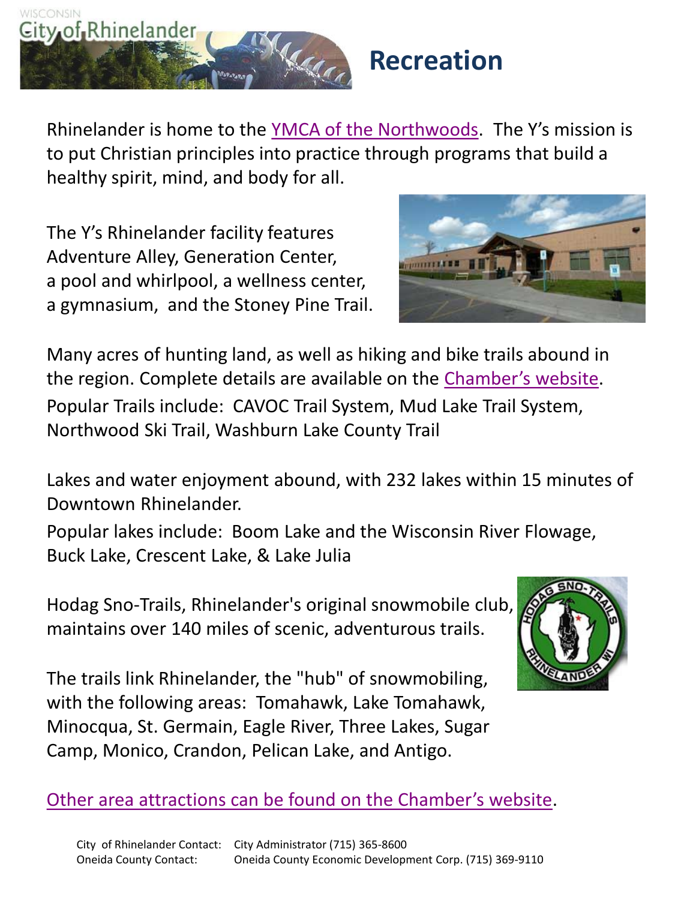# Recreation

Rhinelander is home to the YMCA of the Northwoods. The Y's mission is to put Christian principles into practice through programs that build a healthy spirit, mind, and body for all.

The Y's Rhinelander facility features Adventure Alley, Generation Center, a pool and whirlpool, a wellness center, a gymnasium, and the Stoney Pine Trail.

Many acres of hunting land, as well as hiking and bike trails abound in the region. Complete details are available on the Chamber's website.

Popular Trails include: CAVOC Trail System, Mud Lake Trail System, Northwood Ski Trail, Washburn Lake County Trail

Lakes and water enjoyment abound, with 232 lakes within 15 minutes of Downtown Rhinelander.

Popular lakes include: Boom Lake and the Wisconsin River Flowage, Buck Lake, Crescent Lake, & Lake Julia

Hodag Sno-Trails, Rhinelander's original snowmobile club, maintains over 140 miles of scenic, adventurous trails.

The trails link Rhinelander, the "hub" of snowmobiling, with the following areas: Tomahawk, Lake Tomahawk, Minocqua, St. Germain, Eagle River, Three Lakes, Sugar Camp, Monico, Crandon, Pelican Lake, and Antigo.

Other area attractions can be found on the Chamber's website.

City of Rhinelander Contact: City Administrator (715) 365-8600
Oneida County Contact: Oneida County Economic Development Corp. (715) 369-9110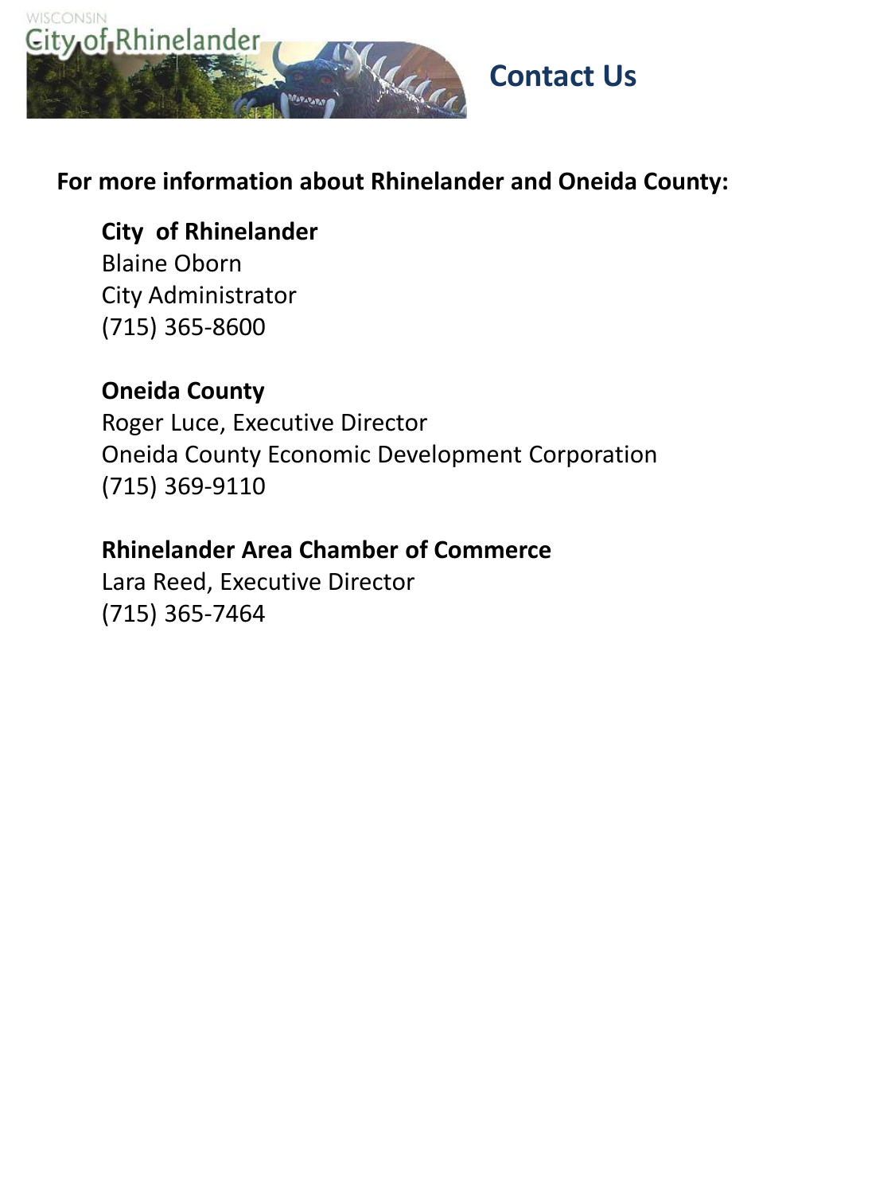# Contact Us

**For more information about Rhinelander and Oneida County:**

**City of Rhinelander**
Blaine Oborn
City Administrator
(715) 365-8600

**Oneida County**
Roger Luce, Executive Director
Oneida County Economic Development Corporation
(715) 369-9110

**Rhinelander Area Chamber of Commerce**
Lara Reed, Executive Director
(715) 365-7464